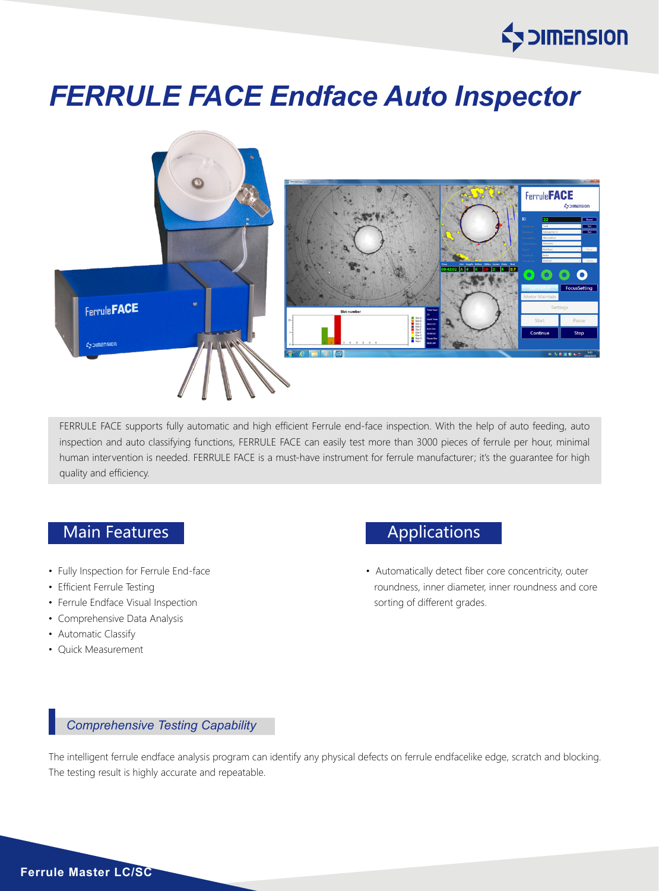# FERRULE FACE Endface Auto Inspector

FERRULE FACE supports fully automatic and high efficient Ferrule end-face inspection. With the help of auto feeding, auto inspection and auto classifying functions, FERRULE FACE can easily test more than 3000 pieces of ferrule per hour, minimal human intervention is needed. FERRULE FACE is a must-have instrument for ferrule manufacturer; it's the guarantee for high quality and efficiency.

## Main Features

- Fully Inspection for Ferrule End-face
- Efficient Ferrule Testing
- Ferrule Endface Visual Inspection
- Comprehensive Data Analysis
- Automatic Classify
- Quick Measurement

## Applications

- Automatically detect fiber core concentricity, outer roundness, inner diameter, inner roundness and core sorting of different grades.

### *Comprehensive Testing Capability*

The intelligent ferrule endface analysis program can identify any physical defects on ferrule endfacelike edge, scratch and blocking. The testing result is highly accurate and repeatable.

**Ferrule Master LC/SC**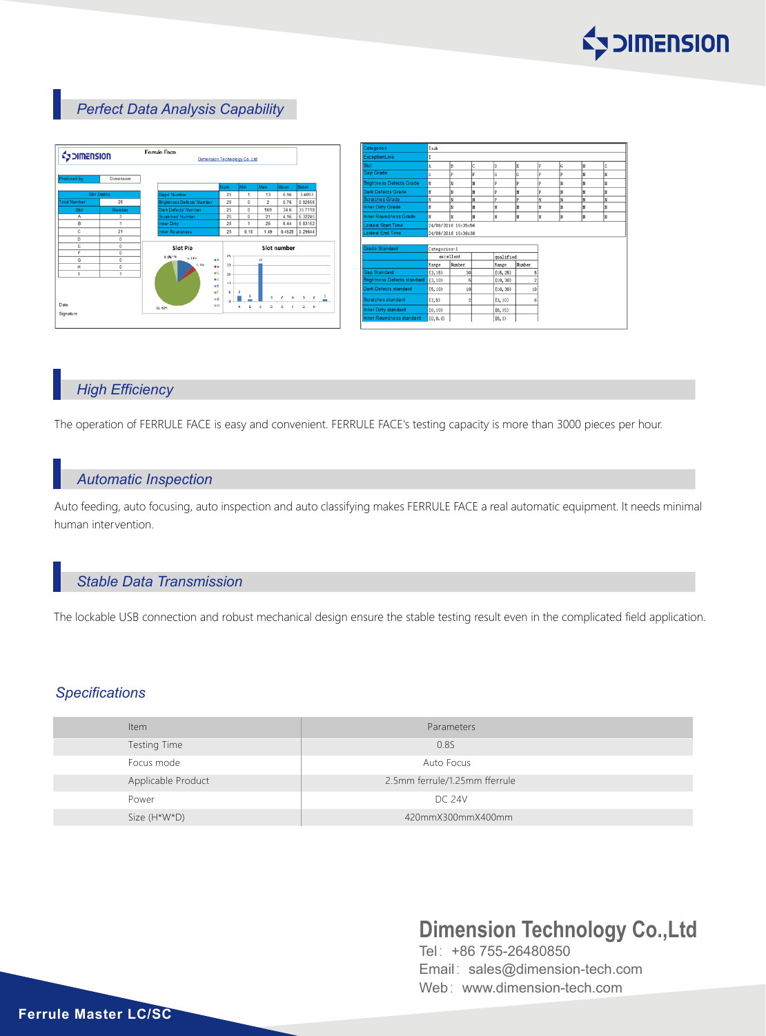## Perfect Data Analysis Capability

## High Efficiency

The operation of FERRULE FACE is easy and convenient. FERRULE FACE's testing capacity is more than 3000 pieces per hour.

## Automatic Inspection

Auto feeding, auto focusing, auto inspection and auto classifying makes FERRULE FACE a real automatic equipment. It needs minimal human intervention.

## Stable Data Transmission

The lockable USB connection and robust mechanical design ensure the stable testing result even in the complicated field application.

## Specifications

| Item | Parameters |
|---|---|
| Testing Time | 0.8S |
| Focus mode | Auto Focus |
| Applicable Product | 2.5mm ferrule/1.25mm fferrule |
| Power | DC 24V |
| Size (H*W*D) | 420mmX300mmX400mm |

**Dimension Technology Co.,Ltd**

Tel：+86 755-26480850

Email：sales@dimension-tech.com

Web：www.dimension-tech.com

**Ferrule Master LC/SC**